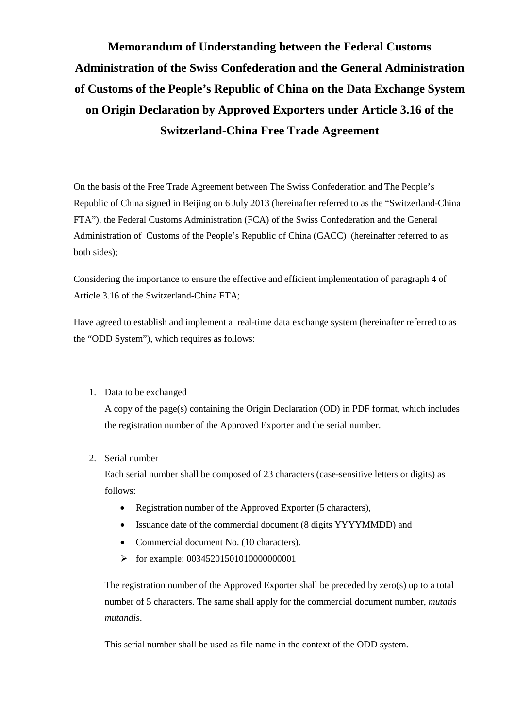# Memorandum of Understanding between the Federal Customs Administration of the Swiss Confederation and the General Administration of Customs of the People's Republic of China on the Data Exchange System on Origin Declaration by Approved Exporters under Article 3.16 of the Switzerland-China Free Trade Agreement

On the basis of the Free Trade Agreement between The Swiss Confederation and The People's Republic of China signed in Beijing on 6 July 2013 (hereinafter referred to as the "Switzerland-China FTA"), the Federal Customs Administration (FCA) of the Swiss Confederation and the General Administration of Customs of the People's Republic of China (GACC) (hereinafter referred to as both sides);

Considering the importance to ensure the effective and efficient implementation of paragraph 4 of Article 3.16 of the Switzerland-China FTA;

Have agreed to establish and implement a real-time data exchange system (hereinafter referred to as the "ODD System"), which requires as follows:

1. Data to be exchanged

   A copy of the page(s) containing the Origin Declaration (OD) in PDF format, which includes the registration number of the Approved Exporter and the serial number.

2. Serial number

   Each serial number shall be composed of 23 characters (case-sensitive letters or digits) as follows:

   - Registration number of the Approved Exporter (5 characters),
   - Issuance date of the commercial document (8 digits YYYYMMDD) and
   - Commercial document No. (10 characters).
   - for example: 00345201501010000000001

   The registration number of the Approved Exporter shall be preceded by zero(s) up to a total number of 5 characters. The same shall apply for the commercial document number, *mutatis mutandis*.

   This serial number shall be used as file name in the context of the ODD system.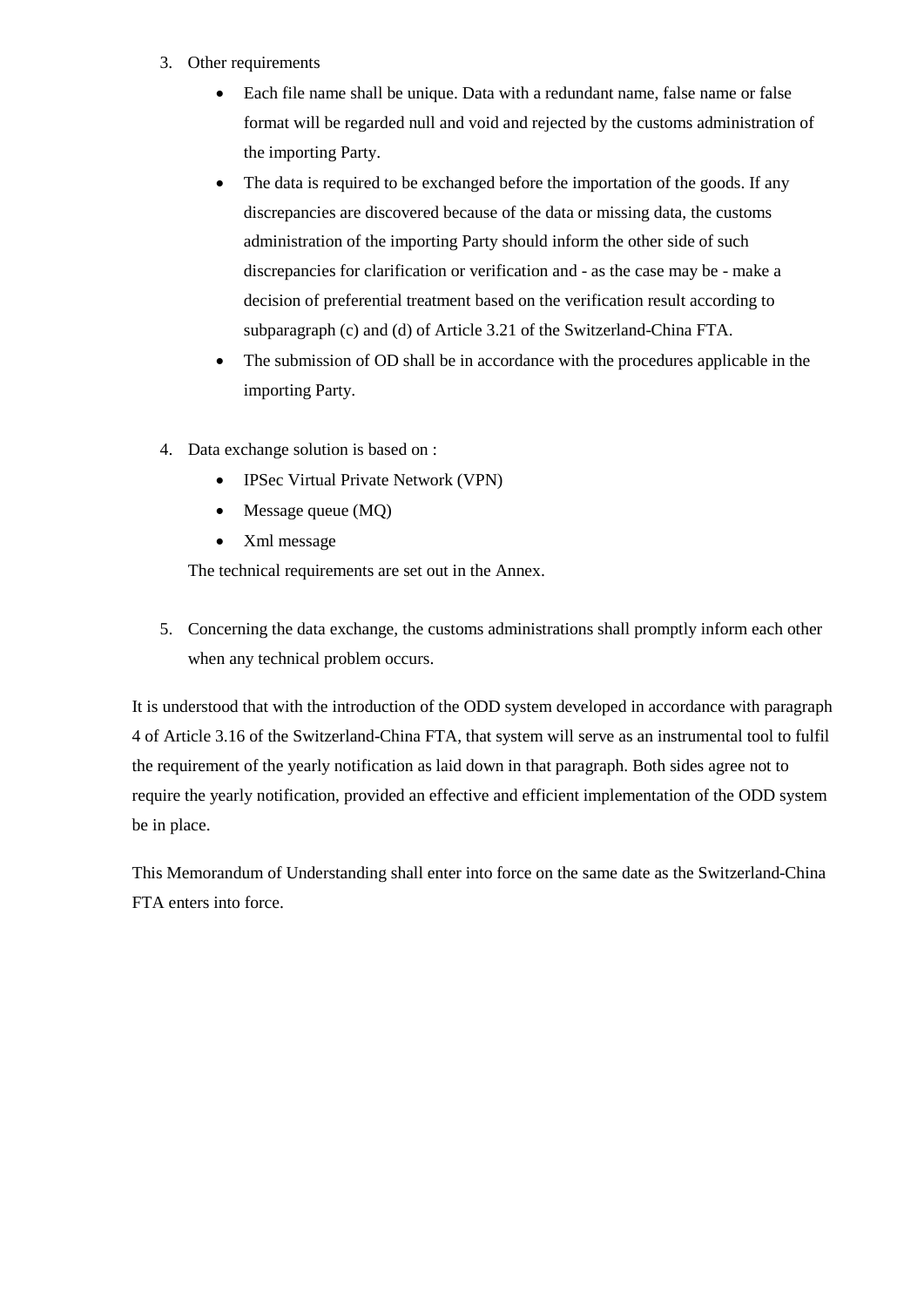3. Other requirements
   - Each file name shall be unique. Data with a redundant name, false name or false format will be regarded null and void and rejected by the customs administration of the importing Party.
   - The data is required to be exchanged before the importation of the goods. If any discrepancies are discovered because of the data or missing data, the customs administration of the importing Party should inform the other side of such discrepancies for clarification or verification and - as the case may be - make a decision of preferential treatment based on the verification result according to subparagraph (c) and (d) of Article 3.21 of the Switzerland-China FTA.
   - The submission of OD shall be in accordance with the procedures applicable in the importing Party.

4. Data exchange solution is based on :
   - IPSec Virtual Private Network (VPN)
   - Message queue (MQ)
   - Xml message

   The technical requirements are set out in the Annex.

5. Concerning the data exchange, the customs administrations shall promptly inform each other when any technical problem occurs.

It is understood that with the introduction of the ODD system developed in accordance with paragraph 4 of Article 3.16 of the Switzerland-China FTA, that system will serve as an instrumental tool to fulfil the requirement of the yearly notification as laid down in that paragraph. Both sides agree not to require the yearly notification, provided an effective and efficient implementation of the ODD system be in place.

This Memorandum of Understanding shall enter into force on the same date as the Switzerland-China FTA enters into force.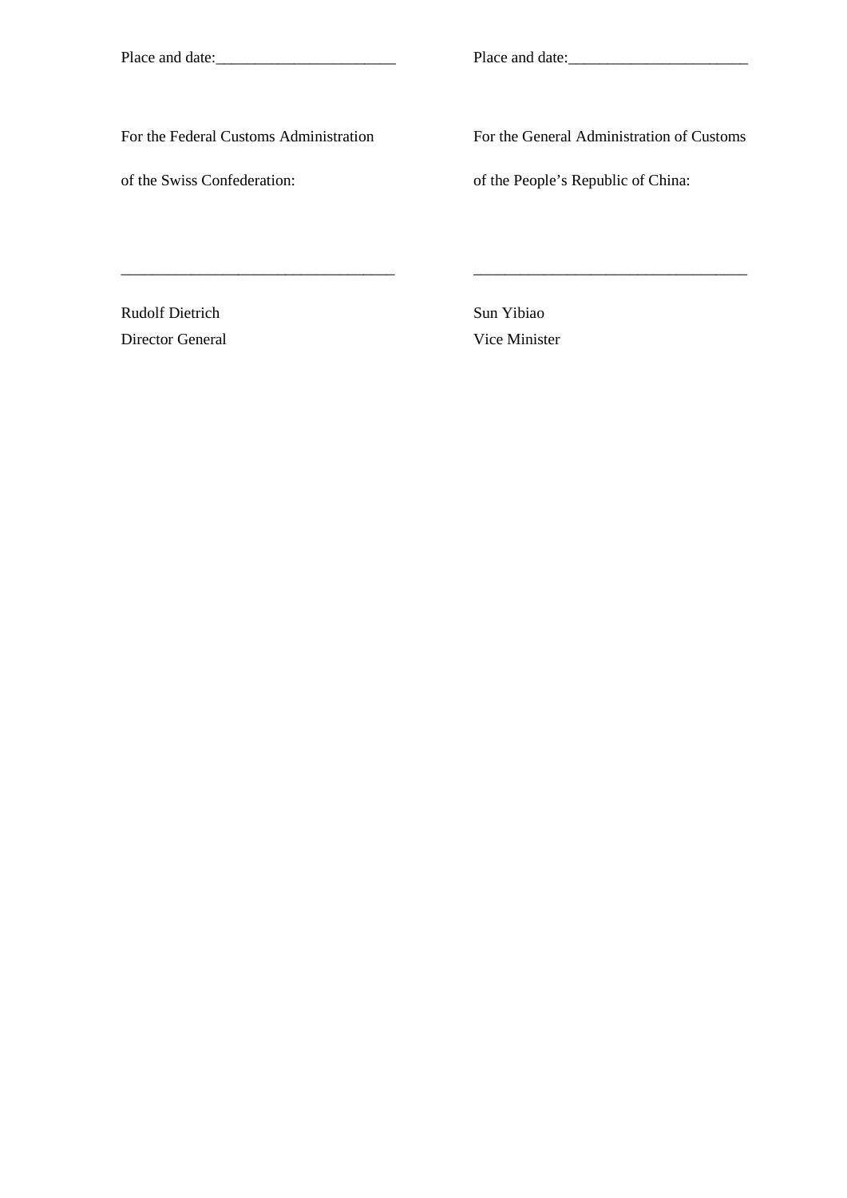Place and date:_______________________

For the Federal Customs Administration

of the Swiss Confederation:

___________________________________

Rudolf Dietrich
Director General

Place and date:_______________________

For the General Administration of Customs

of the People's Republic of China:

___________________________________

Sun Yibiao
Vice Minister